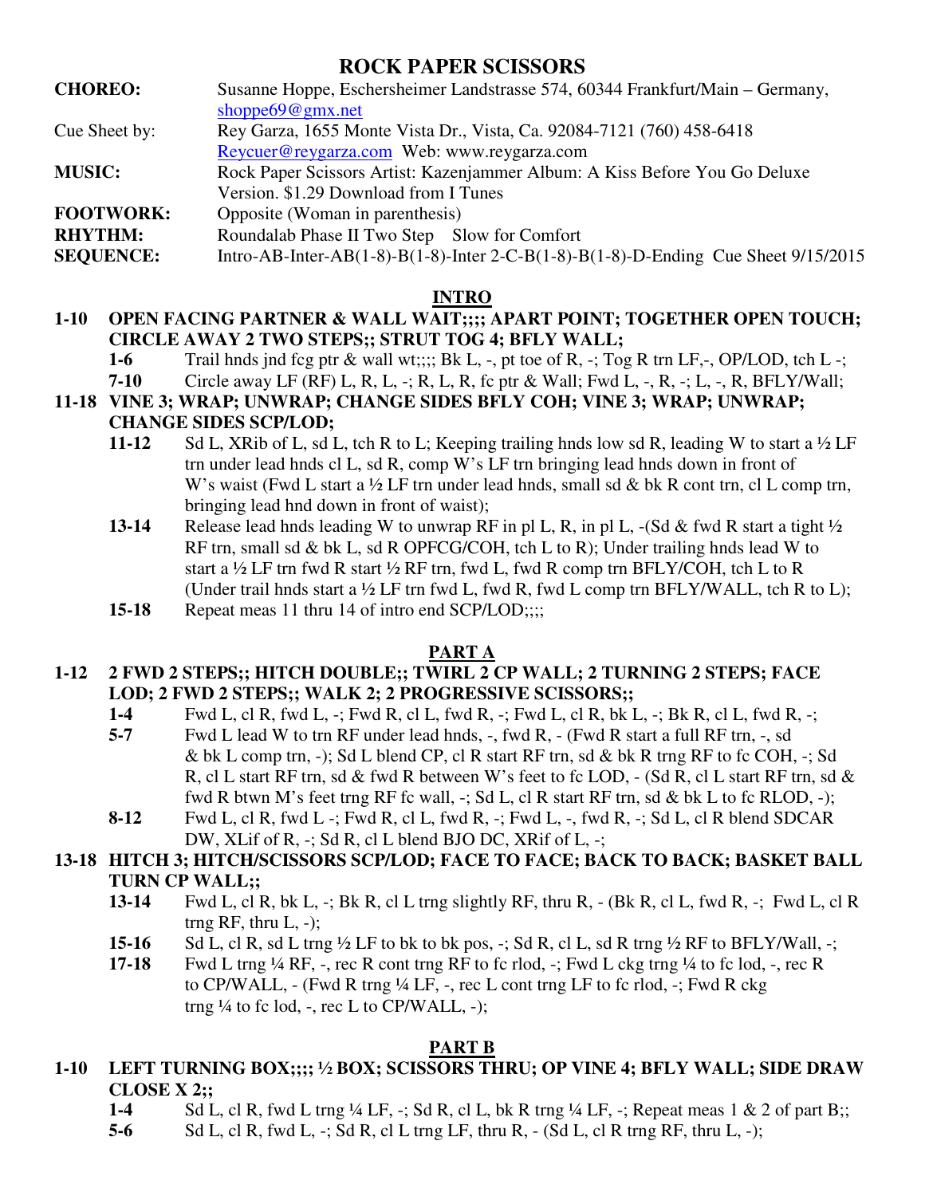# ROCK PAPER SCISSORS

**CHOREO:** Susanne Hoppe, Eschersheimer Landstrasse 574, 60344 Frankfurt/Main – Germany, shoppe69@gmx.net

Cue Sheet by: Rey Garza, 1655 Monte Vista Dr., Vista, Ca. 92084-7121 (760) 458-6418 Reycuer@reygarza.com Web: www.reygarza.com

**MUSIC:** Rock Paper Scissors Artist: Kazenjammer Album: A Kiss Before You Go Deluxe Version. $1.29 Download from I Tunes

**FOOTWORK:** Opposite (Woman in parenthesis)

**RHYTHM:** Roundalab Phase II Two Step Slow for Comfort

**SEQUENCE:** Intro-AB-Inter-AB(1-8)-B(1-8)-Inter 2-C-B(1-8)-B(1-8)-D-Ending Cue Sheet 9/15/2015

## INTRO

**1-10 OPEN FACING PARTNER & WALL WAIT;;;; APART POINT; TOGETHER OPEN TOUCH; CIRCLE AWAY 2 TWO STEPS;; STRUT TOG 4; BFLY WALL;**

**1-6** Trail hnds jnd fcg ptr & wall wt;;;; Bk L, -, pt toe of R, -; Tog R trn LF,-, OP/LOD, tch L -;

**7-10** Circle away LF (RF) L, R, L, -; R, L, R, fc ptr & Wall; Fwd L, -, R, -; L, -, R, BFLY/Wall;

**11-18 VINE 3; WRAP; UNWRAP; CHANGE SIDES BFLY COH; VINE 3; WRAP; UNWRAP; CHANGE SIDES SCP/LOD;**

**11-12** Sd L, XRib of L, sd L, tch R to L; Keeping trailing hnds low sd R, leading W to start a ½ LF trn under lead hnds cl L, sd R, comp W's LF trn bringing lead hnds down in front of W's waist (Fwd L start a ½ LF trn under lead hnds, small sd & bk R cont trn, cl L comp trn, bringing lead hnd down in front of waist);

**13-14** Release lead hnds leading W to unwrap RF in pl L, R, in pl L, -(Sd & fwd R start a tight ½ RF trn, small sd & bk L, sd R OPFCG/COH, tch L to R); Under trailing hnds lead W to start a ½ LF trn fwd R start ½ RF trn, fwd L, fwd R comp trn BFLY/COH, tch L to R (Under trail hnds start a ½ LF trn fwd L, fwd R, fwd L comp trn BFLY/WALL, tch R to L);

**15-18** Repeat meas 11 thru 14 of intro end SCP/LOD;;;;

## PART A

**1-12 2 FWD 2 STEPS;; HITCH DOUBLE;; TWIRL 2 CP WALL; 2 TURNING 2 STEPS; FACE LOD; 2 FWD 2 STEPS;; WALK 2; 2 PROGRESSIVE SCISSORS;;**

**1-4** Fwd L, cl R, fwd L, -; Fwd R, cl L, fwd R, -; Fwd L, cl R, bk L, -; Bk R, cl L, fwd R, -;

**5-7** Fwd L lead W to trn RF under lead hnds, -, fwd R, - (Fwd R start a full RF trn, -, sd & bk L comp trn, -); Sd L blend CP, cl R start RF trn, sd & bk R trng RF to fc COH, -; Sd R, cl L start RF trn, sd & fwd R between W's feet to fc LOD, - (Sd R, cl L start RF trn, sd & fwd R btwn M's feet trng RF fc wall, -; Sd L, cl R start RF trn, sd & bk L to fc RLOD, -);

**8-12** Fwd L, cl R, fwd L -; Fwd R, cl L, fwd R, -; Fwd L, -, fwd R, -; Sd L, cl R blend SDCAR DW, XLif of R, -; Sd R, cl L blend BJO DC, XRif of L, -;

**13-18 HITCH 3; HITCH/SCISSORS SCP/LOD; FACE TO FACE; BACK TO BACK; BASKET BALL TURN CP WALL;;**

**13-14** Fwd L, cl R, bk L, -; Bk R, cl L trng slightly RF, thru R, - (Bk R, cl L, fwd R, -; Fwd L, cl R trng RF, thru L, -);

**15-16** Sd L, cl R, sd L trng ½ LF to bk to bk pos, -; Sd R, cl L, sd R trng ½ RF to BFLY/Wall, -;

**17-18** Fwd L trng ¼ RF, -, rec R cont trng RF to fc rlod, -; Fwd L ckg trng ¼ to fc lod, -, rec R to CP/WALL, - (Fwd R trng ¼ LF, -, rec L cont trng LF to fc rlod, -; Fwd R ckg trng ¼ to fc lod, -, rec L to CP/WALL, -);

## PART B

**1-10 LEFT TURNING BOX;;;; ½ BOX; SCISSORS THRU; OP VINE 4; BFLY WALL; SIDE DRAW CLOSE X 2;;**

**1-4** Sd L, cl R, fwd L trng ¼ LF, -; Sd R, cl L, bk R trng ¼ LF, -; Repeat meas 1 & 2 of part B;;

**5-6** Sd L, cl R, fwd L, -; Sd R, cl L trng LF, thru R, - (Sd L, cl R trng RF, thru L, -);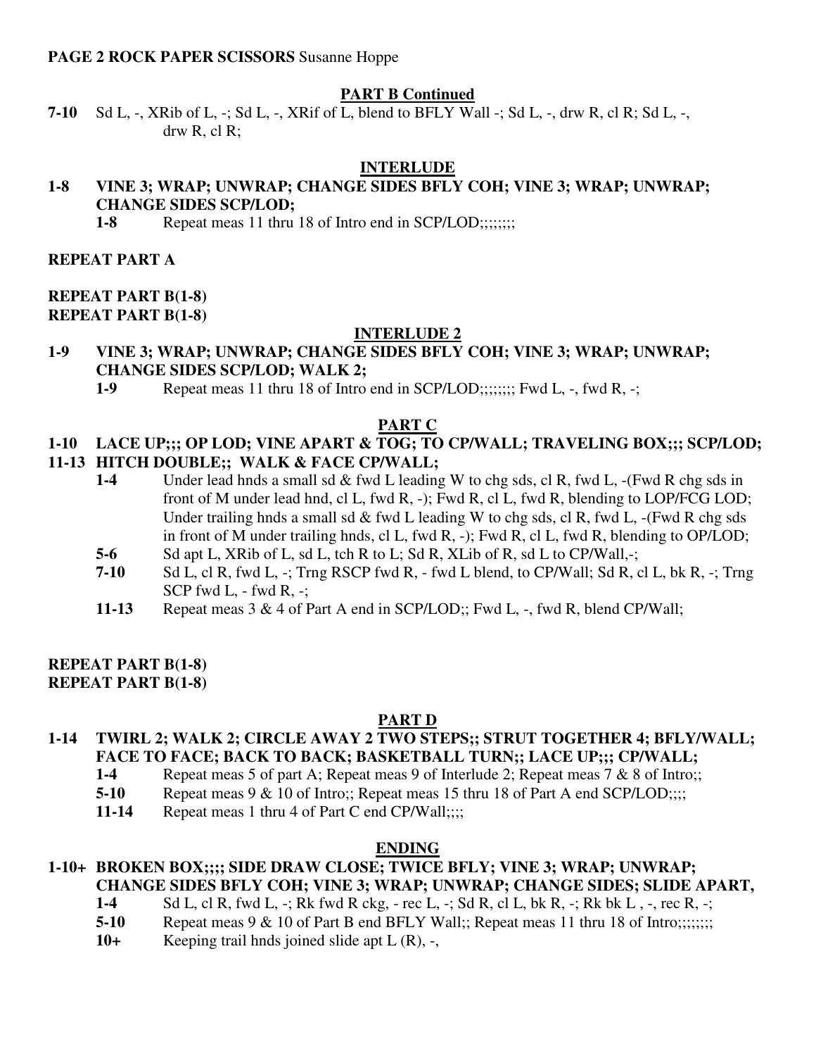**PAGE 2 ROCK PAPER SCISSORS** Susanne Hoppe

## PART B Continued

**7-10** Sd L, -, XRib of L, -; Sd L, -, XRif of L, blend to BFLY Wall -; Sd L, -, drw R, cl R; Sd L, -, drw R, cl R;

## INTERLUDE

**1-8 VINE 3; WRAP; UNWRAP; CHANGE SIDES BFLY COH; VINE 3; WRAP; UNWRAP; CHANGE SIDES SCP/LOD;**

**1-8** Repeat meas 11 thru 18 of Intro end in SCP/LOD;;;;;;;;

**REPEAT PART A**

**REPEAT PART B(1-8)**
**REPEAT PART B(1-8)**

## INTERLUDE 2

**1-9 VINE 3; WRAP; UNWRAP; CHANGE SIDES BFLY COH; VINE 3; WRAP; UNWRAP; CHANGE SIDES SCP/LOD; WALK 2;**

**1-9** Repeat meas 11 thru 18 of Intro end in SCP/LOD;;;;;;;; Fwd L, -, fwd R, -;

## PART C

**1-10 LACE UP;;; OP LOD; VINE APART & TOG; TO CP/WALL; TRAVELING BOX;;; SCP/LOD;**
**11-13 HITCH DOUBLE;; WALK & FACE CP/WALL;**

**1-4** Under lead hnds a small sd & fwd L leading W to chg sds, cl R, fwd L, -(Fwd R chg sds in front of M under lead hnd, cl L, fwd R, -); Fwd R, cl L, fwd R, blending to LOP/FCG LOD; Under trailing hnds a small sd & fwd L leading W to chg sds, cl R, fwd L, -(Fwd R chg sds in front of M under trailing hnds, cl L, fwd R, -); Fwd R, cl L, fwd R, blending to OP/LOD;

**5-6** Sd apt L, XRib of L, sd L, tch R to L; Sd R, XLib of R, sd L to CP/Wall,-;

**7-10** Sd L, cl R, fwd L, -; Trng RSCP fwd R, - fwd L blend, to CP/Wall; Sd R, cl L, bk R, -; Trng SCP fwd L, - fwd R, -;

**11-13** Repeat meas 3 & 4 of Part A end in SCP/LOD;; Fwd L, -, fwd R, blend CP/Wall;

**REPEAT PART B(1-8)**
**REPEAT PART B(1-8)**

## PART D

**1-14 TWIRL 2; WALK 2; CIRCLE AWAY 2 TWO STEPS;; STRUT TOGETHER 4; BFLY/WALL; FACE TO FACE; BACK TO BACK; BASKETBALL TURN;; LACE UP;;; CP/WALL;**

**1-4** Repeat meas 5 of part A; Repeat meas 9 of Interlude 2; Repeat meas 7 & 8 of Intro;;

**5-10** Repeat meas 9 & 10 of Intro;; Repeat meas 15 thru 18 of Part A end SCP/LOD;;;;

**11-14** Repeat meas 1 thru 4 of Part C end CP/Wall;;;;

## ENDING

**1-10+ BROKEN BOX;;;; SIDE DRAW CLOSE; TWICE BFLY; VINE 3; WRAP; UNWRAP; CHANGE SIDES BFLY COH; VINE 3; WRAP; UNWRAP; CHANGE SIDES; SLIDE APART,**

**1-4** Sd L, cl R, fwd L, -; Rk fwd R ckg, - rec L, -; Sd R, cl L, bk R, -; Rk bk L , -, rec R, -;

**5-10** Repeat meas 9 & 10 of Part B end BFLY Wall;; Repeat meas 11 thru 18 of Intro;;;;;;;;

**10+** Keeping trail hnds joined slide apt L (R), -,